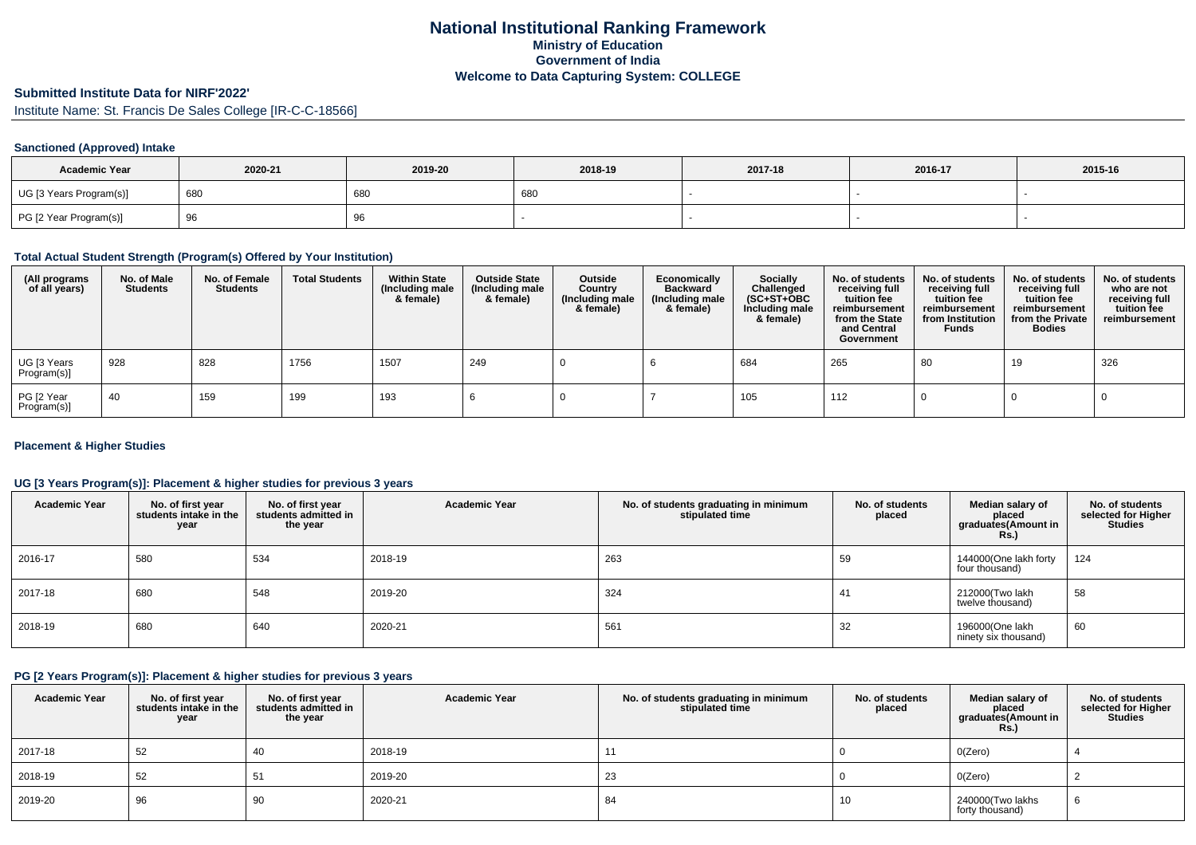# National Institutional Ranking Framework

## Ministry of Education

## Government of India

## Welcome to Data Capturing System: COLLEGE

### Submitted Institute Data for NIRF'2022'

Institute Name: St. Francis De Sales College [IR-C-C-18566]

#### Sanctioned (Approved) Intake

| Academic Year | 2020-21 | 2019-20 | 2018-19 | 2017-18 | 2016-17 | 2015-16 |
|---|---|---|---|---|---|---|
| UG [3 Years Program(s)] | 680 | 680 | 680 | - | - | - |
| PG [2 Year Program(s)] | 96 | 96 | - | - | - | - |

#### Total Actual Student Strength (Program(s) Offered by Your Institution)

| (All programs of all years) | No. of Male Students | No. of Female Students | Total Students | Within State (Including male & female) | Outside State (Including male & female) | Outside Country (Including male & female) | Economically Backward (Including male & female) | Socially Challenged (SC+ST+OBC Including male & female) | No. of students receiving full tuition fee reimbursement from the State and Central Government | No. of students receiving full tuition fee reimbursement from Institution Funds | No. of students receiving full tuition fee reimbursement from the Private Bodies | No. of students who are not receiving full tuition fee reimbursement |
|---|---|---|---|---|---|---|---|---|---|---|---|---|
| UG [3 Years Program(s)] | 928 | 828 | 1756 | 1507 | 249 | 0 | 6 | 684 | 265 | 80 | 19 | 326 |
| PG [2 Year Program(s)] | 40 | 159 | 199 | 193 | 6 | 0 | 7 | 105 | 112 | 0 | 0 | 0 |

#### Placement & Higher Studies

#### UG [3 Years Program(s)]: Placement & higher studies for previous 3 years

| Academic Year | No. of first year students intake in the year | No. of first year students admitted in the year | Academic Year | No. of students graduating in minimum stipulated time | No. of students placed | Median salary of placed graduates(Amount in Rs.) | No. of students selected for Higher Studies |
|---|---|---|---|---|---|---|---|
| 2016-17 | 580 | 534 | 2018-19 | 263 | 59 | 144000(One lakh forty four thousand) | 124 |
| 2017-18 | 680 | 548 | 2019-20 | 324 | 41 | 212000(Two lakh twelve thousand) | 58 |
| 2018-19 | 680 | 640 | 2020-21 | 561 | 32 | 196000(One lakh ninety six thousand) | 60 |

#### PG [2 Years Program(s)]: Placement & higher studies for previous 3 years

| Academic Year | No. of first year students intake in the year | No. of first year students admitted in the year | Academic Year | No. of students graduating in minimum stipulated time | No. of students placed | Median salary of placed graduates(Amount in Rs.) | No. of students selected for Higher Studies |
|---|---|---|---|---|---|---|---|
| 2017-18 | 52 | 40 | 2018-19 | 11 | 0 | 0(Zero) | 4 |
| 2018-19 | 52 | 51 | 2019-20 | 23 | 0 | 0(Zero) | 2 |
| 2019-20 | 96 | 90 | 2020-21 | 84 | 10 | 240000(Two lakhs forty thousand) | 6 |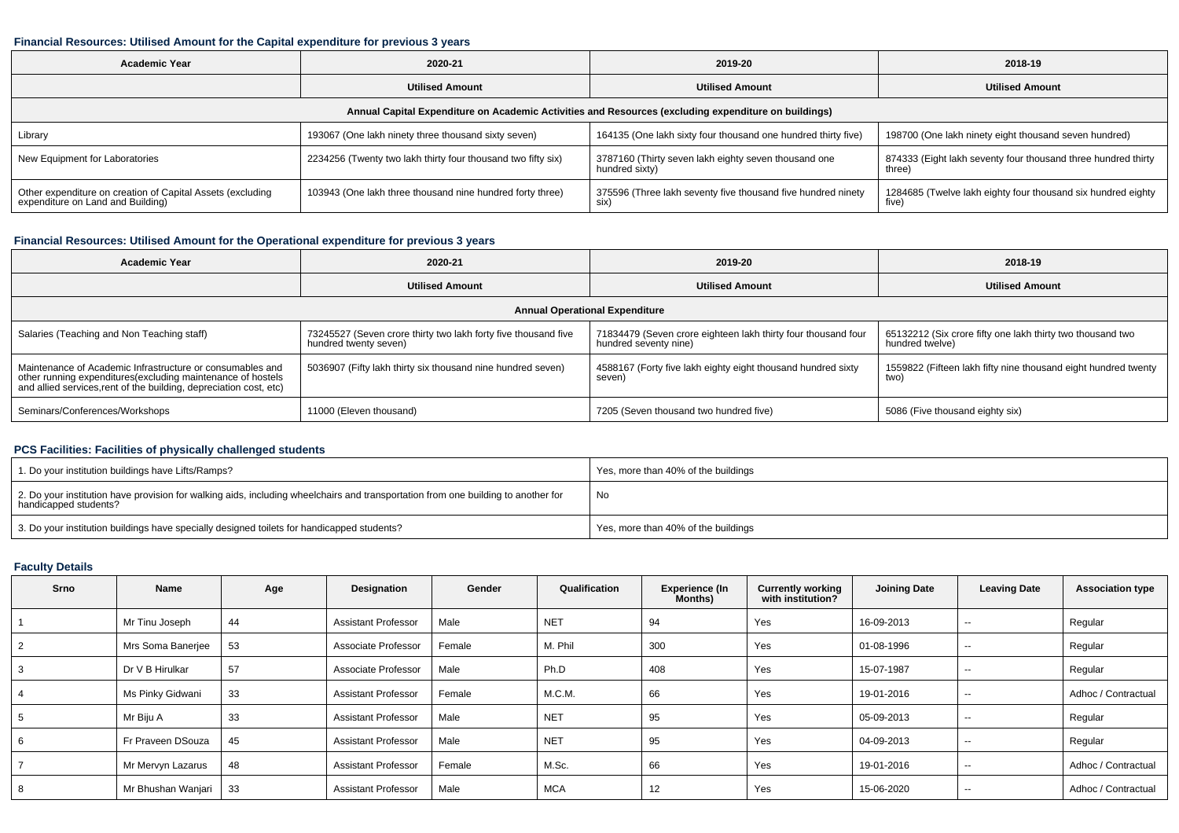### Financial Resources: Utilised Amount for the Capital expenditure for previous 3 years

| Academic Year | 2020-21 | 2019-20 | 2018-19 |
|---|---|---|---|
| | Utilised Amount | Utilised Amount | Utilised Amount |
| Annual Capital Expenditure on Academic Activities and Resources (excluding expenditure on buildings) | | | |
| Library | 193067 (One lakh ninety three thousand sixty seven) | 164135 (One lakh sixty four thousand one hundred thirty five) | 198700 (One lakh ninety eight thousand seven hundred) |
| New Equipment for Laboratories | 2234256 (Twenty two lakh thirty four thousand two fifty six) | 3787160 (Thirty seven lakh eighty seven thousand one hundred sixty) | 874333 (Eight lakh seventy four thousand three hundred thirty three) |
| Other expenditure on creation of Capital Assets (excluding expenditure on Land and Building) | 103943 (One lakh three thousand nine hundred forty three) | 375596 (Three lakh seventy five thousand five hundred ninety six) | 1284685 (Twelve lakh eighty four thousand six hundred eighty five) |

### Financial Resources: Utilised Amount for the Operational expenditure for previous 3 years

| Academic Year | 2020-21 | 2019-20 | 2018-19 |
|---|---|---|---|
| | Utilised Amount | Utilised Amount | Utilised Amount |
| Annual Operational Expenditure | | | |
| Salaries (Teaching and Non Teaching staff) | 73245527 (Seven crore thirty two lakh forty five thousand five hundred twenty seven) | 71834479 (Seven crore eighteen lakh thirty four thousand four hundred seventy nine) | 65132212 (Six crore fifty one lakh thirty two thousand two hundred twelve) |
| Maintenance of Academic Infrastructure or consumables and other running expenditures(excluding maintenance of hostels and allied services,rent of the building, depreciation cost, etc) | 5036907 (Fifty lakh thirty six thousand nine hundred seven) | 4588167 (Forty five lakh eighty eight thousand hundred sixty seven) | 1559822 (Fifteen lakh fifty nine thousand eight hundred twenty two) |
| Seminars/Conferences/Workshops | 11000 (Eleven thousand) | 7205 (Seven thousand two hundred five) | 5086 (Five thousand eighty six) |

### PCS Facilities: Facilities of physically challenged students

| | |
|---|---|
| 1. Do your institution buildings have Lifts/Ramps? | Yes, more than 40% of the buildings |
| 2. Do your institution have provision for walking aids, including wheelchairs and transportation from one building to another for handicapped students? | No |
| 3. Do your institution buildings have specially designed toilets for handicapped students? | Yes, more than 40% of the buildings |

### Faculty Details

| Srno | Name | Age | Designation | Gender | Qualification | Experience (In Months) | Currently working with institution? | Joining Date | Leaving Date | Association type |
|---|---|---|---|---|---|---|---|---|---|---|
| 1 | Mr Tinu Joseph | 44 | Assistant Professor | Male | NET | 94 | Yes | 16-09-2013 | -- | Regular |
| 2 | Mrs Soma Banerjee | 53 | Associate Professor | Female | M. Phil | 300 | Yes | 01-08-1996 | -- | Regular |
| 3 | Dr V B Hirulkar | 57 | Associate Professor | Male | Ph.D | 408 | Yes | 15-07-1987 | -- | Regular |
| 4 | Ms Pinky Gidwani | 33 | Assistant Professor | Female | M.C.M. | 66 | Yes | 19-01-2016 | -- | Adhoc / Contractual |
| 5 | Mr Biju A | 33 | Assistant Professor | Male | NET | 95 | Yes | 05-09-2013 | -- | Regular |
| 6 | Fr Praveen DSouza | 45 | Assistant Professor | Male | NET | 95 | Yes | 04-09-2013 | -- | Regular |
| 7 | Mr Mervyn Lazarus | 48 | Assistant Professor | Female | M.Sc. | 66 | Yes | 19-01-2016 | -- | Adhoc / Contractual |
| 8 | Mr Bhushan Wanjari | 33 | Assistant Professor | Male | MCA | 12 | Yes | 15-06-2020 | -- | Adhoc / Contractual |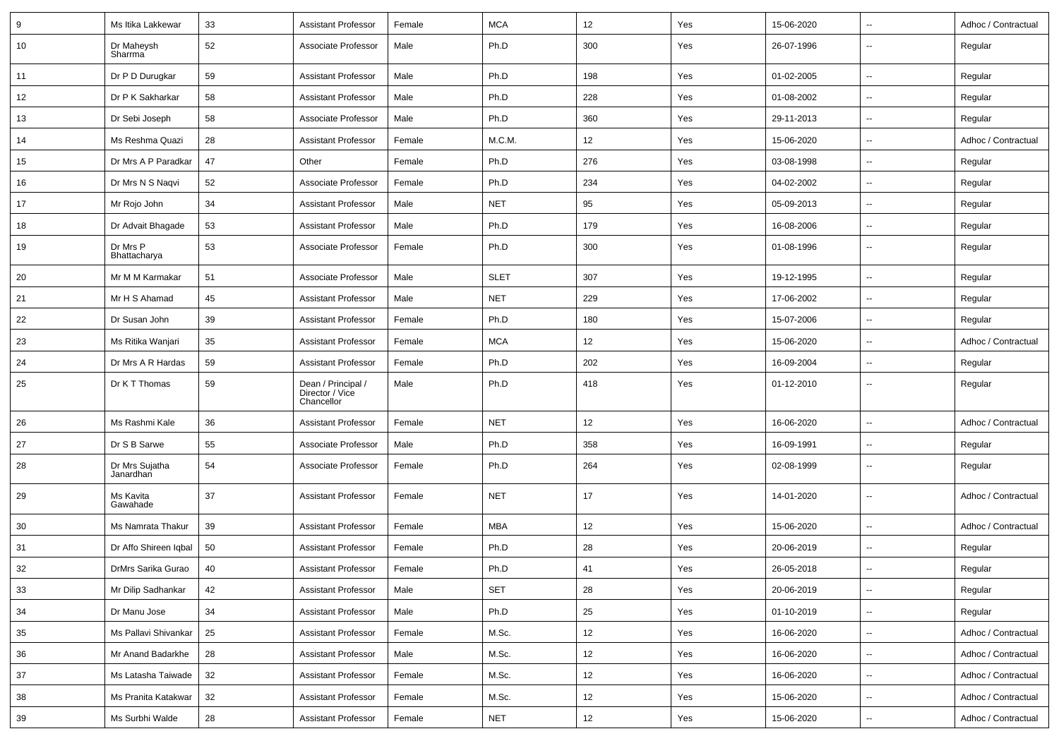| 9 | Ms Itika Lakkewar | 33 | Assistant Professor | Female | MCA | 12 | Yes | 15-06-2020 | -- | Adhoc / Contractual |
|---|---|---|---|---|---|---|---|---|---|---|
| 10 | Dr Maheysh Sharrma | 52 | Associate Professor | Male | Ph.D | 300 | Yes | 26-07-1996 | -- | Regular |
| 11 | Dr P D Durugkar | 59 | Assistant Professor | Male | Ph.D | 198 | Yes | 01-02-2005 | -- | Regular |
| 12 | Dr P K Sakharkar | 58 | Assistant Professor | Male | Ph.D | 228 | Yes | 01-08-2002 | -- | Regular |
| 13 | Dr Sebi Joseph | 58 | Associate Professor | Male | Ph.D | 360 | Yes | 29-11-2013 | -- | Regular |
| 14 | Ms Reshma Quazi | 28 | Assistant Professor | Female | M.C.M. | 12 | Yes | 15-06-2020 | -- | Adhoc / Contractual |
| 15 | Dr Mrs A P Paradkar | 47 | Other | Female | Ph.D | 276 | Yes | 03-08-1998 | -- | Regular |
| 16 | Dr Mrs N S Naqvi | 52 | Associate Professor | Female | Ph.D | 234 | Yes | 04-02-2002 | -- | Regular |
| 17 | Mr Rojo John | 34 | Assistant Professor | Male | NET | 95 | Yes | 05-09-2013 | -- | Regular |
| 18 | Dr Advait Bhagade | 53 | Assistant Professor | Male | Ph.D | 179 | Yes | 16-08-2006 | -- | Regular |
| 19 | Dr Mrs P Bhattacharya | 53 | Associate Professor | Female | Ph.D | 300 | Yes | 01-08-1996 | -- | Regular |
| 20 | Mr M M Karmakar | 51 | Associate Professor | Male | SLET | 307 | Yes | 19-12-1995 | -- | Regular |
| 21 | Mr H S Ahamad | 45 | Assistant Professor | Male | NET | 229 | Yes | 17-06-2002 | -- | Regular |
| 22 | Dr Susan John | 39 | Assistant Professor | Female | Ph.D | 180 | Yes | 15-07-2006 | -- | Regular |
| 23 | Ms Ritika Wanjari | 35 | Assistant Professor | Female | MCA | 12 | Yes | 15-06-2020 | -- | Adhoc / Contractual |
| 24 | Dr Mrs A R Hardas | 59 | Assistant Professor | Female | Ph.D | 202 | Yes | 16-09-2004 | -- | Regular |
| 25 | Dr K T Thomas | 59 | Dean / Principal / Director / Vice Chancellor | Male | Ph.D | 418 | Yes | 01-12-2010 | -- | Regular |
| 26 | Ms Rashmi Kale | 36 | Assistant Professor | Female | NET | 12 | Yes | 16-06-2020 | -- | Adhoc / Contractual |
| 27 | Dr S B Sarwe | 55 | Associate Professor | Male | Ph.D | 358 | Yes | 16-09-1991 | -- | Regular |
| 28 | Dr Mrs Sujatha Janardhan | 54 | Associate Professor | Female | Ph.D | 264 | Yes | 02-08-1999 | -- | Regular |
| 29 | Ms Kavita Gawahade | 37 | Assistant Professor | Female | NET | 17 | Yes | 14-01-2020 | -- | Adhoc / Contractual |
| 30 | Ms Namrata Thakur | 39 | Assistant Professor | Female | MBA | 12 | Yes | 15-06-2020 | -- | Adhoc / Contractual |
| 31 | Dr Affo Shireen Iqbal | 50 | Assistant Professor | Female | Ph.D | 28 | Yes | 20-06-2019 | -- | Regular |
| 32 | DrMrs Sarika Gurao | 40 | Assistant Professor | Female | Ph.D | 41 | Yes | 26-05-2018 | -- | Regular |
| 33 | Mr Dilip Sadhankar | 42 | Assistant Professor | Male | SET | 28 | Yes | 20-06-2019 | -- | Regular |
| 34 | Dr Manu Jose | 34 | Assistant Professor | Male | Ph.D | 25 | Yes | 01-10-2019 | -- | Regular |
| 35 | Ms Pallavi Shivankar | 25 | Assistant Professor | Female | M.Sc. | 12 | Yes | 16-06-2020 | -- | Adhoc / Contractual |
| 36 | Mr Anand Badarkhe | 28 | Assistant Professor | Male | M.Sc. | 12 | Yes | 16-06-2020 | -- | Adhoc / Contractual |
| 37 | Ms Latasha Taiwade | 32 | Assistant Professor | Female | M.Sc. | 12 | Yes | 16-06-2020 | -- | Adhoc / Contractual |
| 38 | Ms Pranita Katakwar | 32 | Assistant Professor | Female | M.Sc. | 12 | Yes | 15-06-2020 | -- | Adhoc / Contractual |
| 39 | Ms Surbhi Walde | 28 | Assistant Professor | Female | NET | 12 | Yes | 15-06-2020 | -- | Adhoc / Contractual |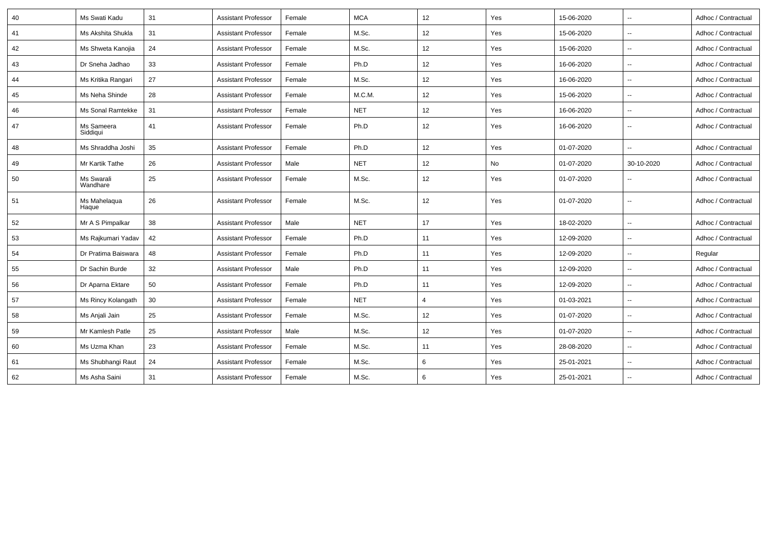| | | | | | | | | | | |
|---|---|---|---|---|---|---|---|---|---|---|
| 40 | Ms Swati Kadu | 31 | Assistant Professor | Female | MCA | 12 | Yes | 15-06-2020 | -- | Adhoc / Contractual |
| 41 | Ms Akshita Shukla | 31 | Assistant Professor | Female | M.Sc. | 12 | Yes | 15-06-2020 | -- | Adhoc / Contractual |
| 42 | Ms Shweta Kanojia | 24 | Assistant Professor | Female | M.Sc. | 12 | Yes | 15-06-2020 | -- | Adhoc / Contractual |
| 43 | Dr Sneha Jadhao | 33 | Assistant Professor | Female | Ph.D | 12 | Yes | 16-06-2020 | -- | Adhoc / Contractual |
| 44 | Ms Kritika Rangari | 27 | Assistant Professor | Female | M.Sc. | 12 | Yes | 16-06-2020 | -- | Adhoc / Contractual |
| 45 | Ms Neha Shinde | 28 | Assistant Professor | Female | M.C.M. | 12 | Yes | 15-06-2020 | -- | Adhoc / Contractual |
| 46 | Ms Sonal Ramtekke | 31 | Assistant Professor | Female | NET | 12 | Yes | 16-06-2020 | -- | Adhoc / Contractual |
| 47 | Ms Sameera Siddiqui | 41 | Assistant Professor | Female | Ph.D | 12 | Yes | 16-06-2020 | -- | Adhoc / Contractual |
| 48 | Ms Shraddha Joshi | 35 | Assistant Professor | Female | Ph.D | 12 | Yes | 01-07-2020 | -- | Adhoc / Contractual |
| 49 | Mr Kartik Tathe | 26 | Assistant Professor | Male | NET | 12 | No | 01-07-2020 | 30-10-2020 | Adhoc / Contractual |
| 50 | Ms Swarali Wandhare | 25 | Assistant Professor | Female | M.Sc. | 12 | Yes | 01-07-2020 | -- | Adhoc / Contractual |
| 51 | Ms Mahelaqua Haque | 26 | Assistant Professor | Female | M.Sc. | 12 | Yes | 01-07-2020 | -- | Adhoc / Contractual |
| 52 | Mr A S Pimpalkar | 38 | Assistant Professor | Male | NET | 17 | Yes | 18-02-2020 | -- | Adhoc / Contractual |
| 53 | Ms Rajkumari Yadav | 42 | Assistant Professor | Female | Ph.D | 11 | Yes | 12-09-2020 | -- | Adhoc / Contractual |
| 54 | Dr Pratima Baiswara | 48 | Assistant Professor | Female | Ph.D | 11 | Yes | 12-09-2020 | -- | Regular |
| 55 | Dr Sachin Burde | 32 | Assistant Professor | Male | Ph.D | 11 | Yes | 12-09-2020 | -- | Adhoc / Contractual |
| 56 | Dr Aparna Ektare | 50 | Assistant Professor | Female | Ph.D | 11 | Yes | 12-09-2020 | -- | Adhoc / Contractual |
| 57 | Ms Rincy Kolangath | 30 | Assistant Professor | Female | NET | 4 | Yes | 01-03-2021 | -- | Adhoc / Contractual |
| 58 | Ms Anjali Jain | 25 | Assistant Professor | Female | M.Sc. | 12 | Yes | 01-07-2020 | -- | Adhoc / Contractual |
| 59 | Mr Kamlesh Patle | 25 | Assistant Professor | Male | M.Sc. | 12 | Yes | 01-07-2020 | -- | Adhoc / Contractual |
| 60 | Ms Uzma Khan | 23 | Assistant Professor | Female | M.Sc. | 11 | Yes | 28-08-2020 | -- | Adhoc / Contractual |
| 61 | Ms Shubhangi Raut | 24 | Assistant Professor | Female | M.Sc. | 6 | Yes | 25-01-2021 | -- | Adhoc / Contractual |
| 62 | Ms Asha Saini | 31 | Assistant Professor | Female | M.Sc. | 6 | Yes | 25-01-2021 | -- | Adhoc / Contractual |